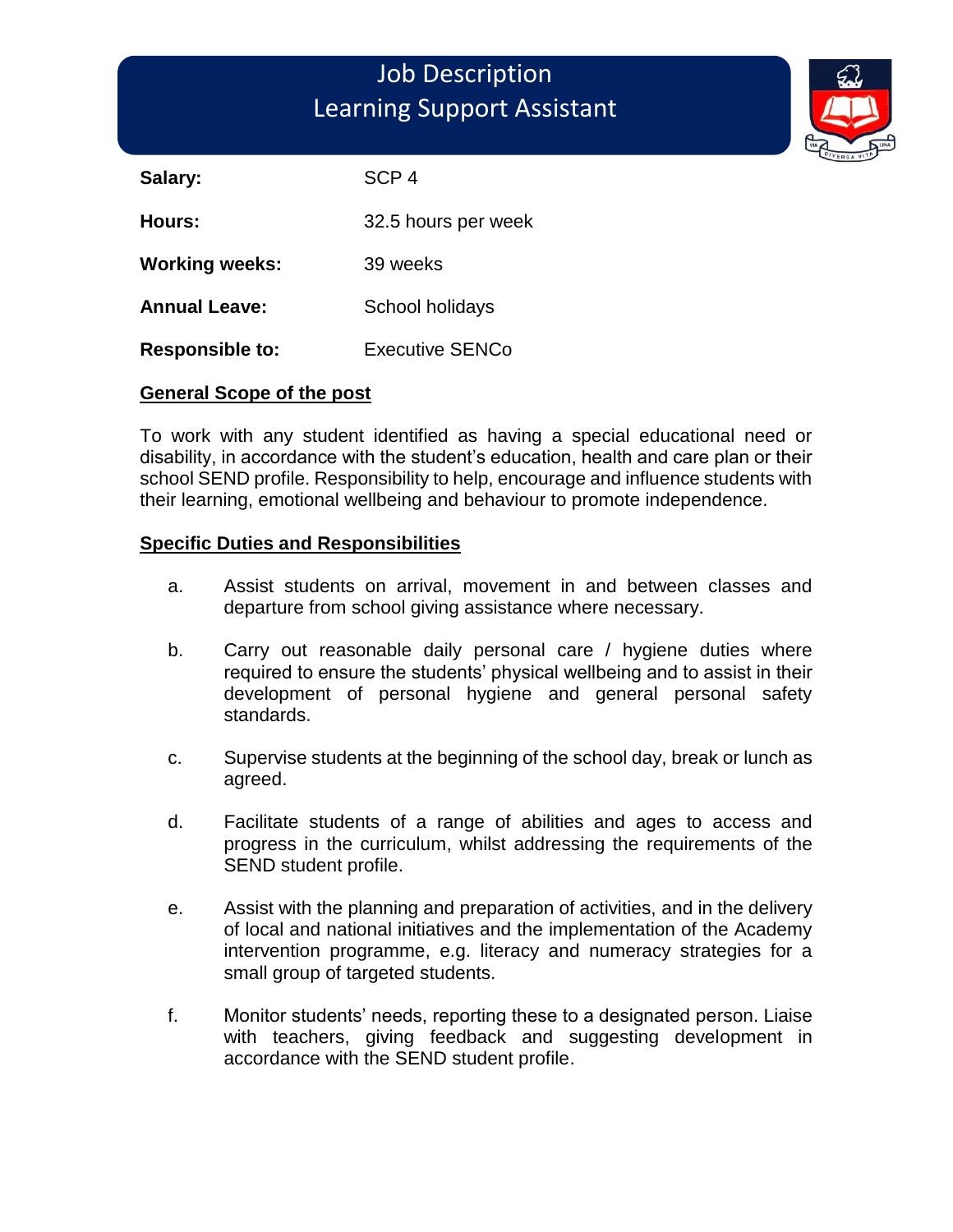# Job Description
## Learning Support Assistant

| | |
|---|---|
| **Salary:** | SCP 4 |
| **Hours:** | 32.5 hours per week |
| **Working weeks:** | 39 weeks |
| **Annual Leave:** | School holidays |
| **Responsible to:** | Executive SENCo |

**General Scope of the post**

To work with any student identified as having a special educational need or disability, in accordance with the student's education, health and care plan or their school SEND profile. Responsibility to help, encourage and influence students with their learning, emotional wellbeing and behaviour to promote independence.

**Specific Duties and Responsibilities**

a. Assist students on arrival, movement in and between classes and departure from school giving assistance where necessary.

b. Carry out reasonable daily personal care / hygiene duties where required to ensure the students' physical wellbeing and to assist in their development of personal hygiene and general personal safety standards.

c. Supervise students at the beginning of the school day, break or lunch as agreed.

d. Facilitate students of a range of abilities and ages to access and progress in the curriculum, whilst addressing the requirements of the SEND student profile.

e. Assist with the planning and preparation of activities, and in the delivery of local and national initiatives and the implementation of the Academy intervention programme, e.g. literacy and numeracy strategies for a small group of targeted students.

f. Monitor students' needs, reporting these to a designated person. Liaise with teachers, giving feedback and suggesting development in accordance with the SEND student profile.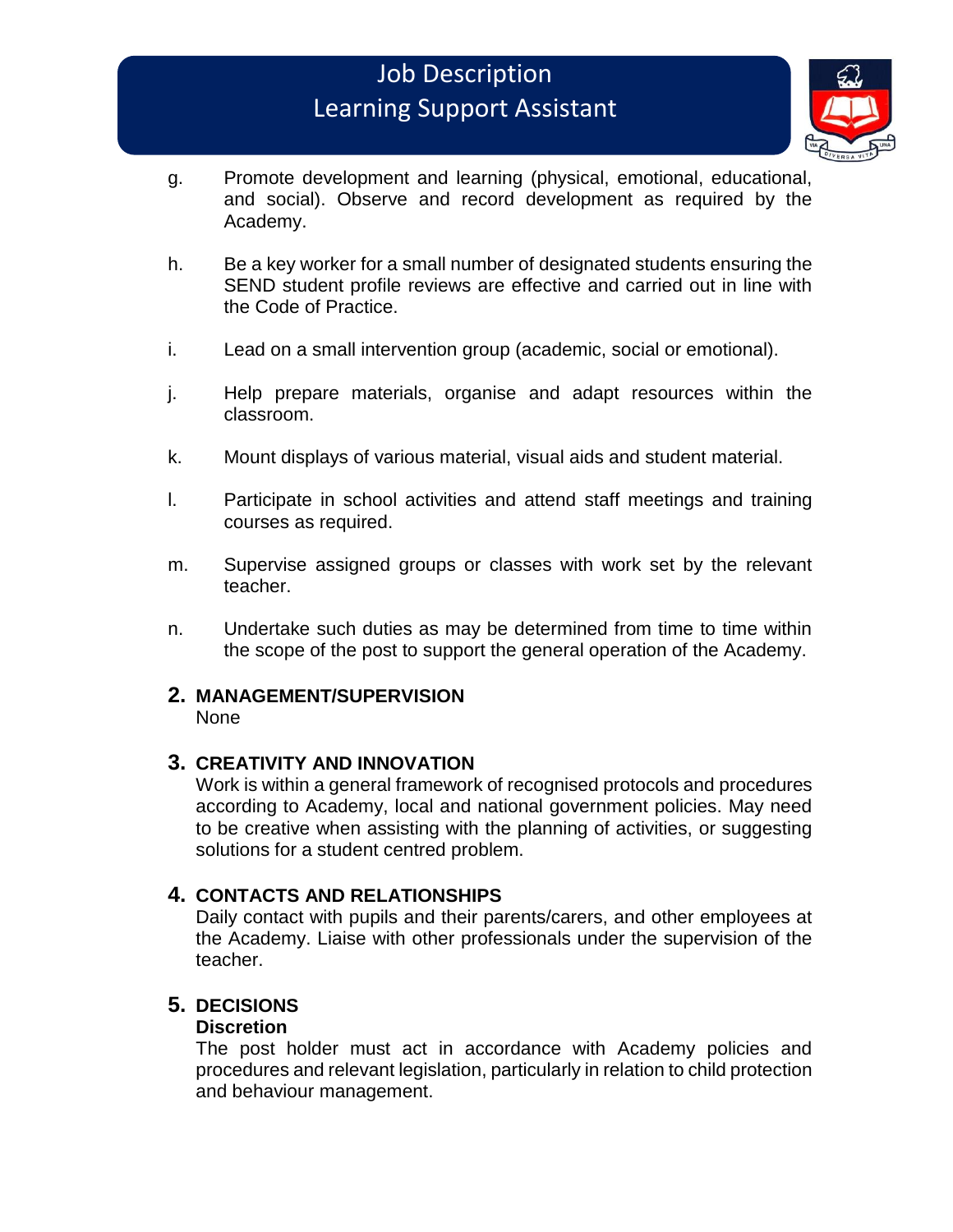g. Promote development and learning (physical, emotional, educational, and social). Observe and record development as required by the Academy.

h. Be a key worker for a small number of designated students ensuring the SEND student profile reviews are effective and carried out in line with the Code of Practice.

i. Lead on a small intervention group (academic, social or emotional).

j. Help prepare materials, organise and adapt resources within the classroom.

k. Mount displays of various material, visual aids and student material.

l. Participate in school activities and attend staff meetings and training courses as required.

m. Supervise assigned groups or classes with work set by the relevant teacher.

n. Undertake such duties as may be determined from time to time within the scope of the post to support the general operation of the Academy.

## 2. MANAGEMENT/SUPERVISION

None

## 3. CREATIVITY AND INNOVATION

Work is within a general framework of recognised protocols and procedures according to Academy, local and national government policies. May need to be creative when assisting with the planning of activities, or suggesting solutions for a student centred problem.

## 4. CONTACTS AND RELATIONSHIPS

Daily contact with pupils and their parents/carers, and other employees at the Academy. Liaise with other professionals under the supervision of the teacher.

## 5. DECISIONS

**Discretion**

The post holder must act in accordance with Academy policies and procedures and relevant legislation, particularly in relation to child protection and behaviour management.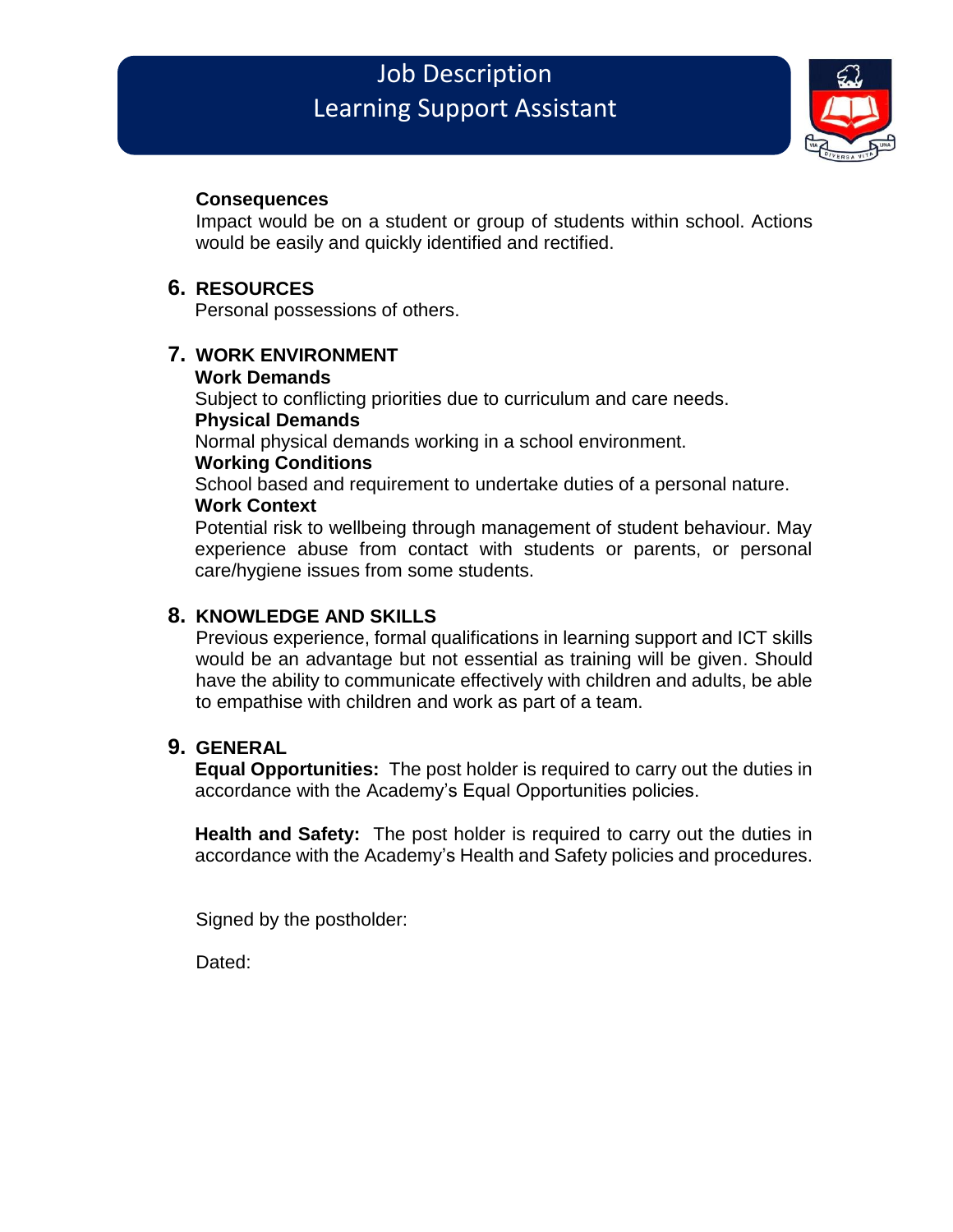**Consequences**
Impact would be on a student or group of students within school. Actions would be easily and quickly identified and rectified.

## 6. RESOURCES

Personal possessions of others.

## 7. WORK ENVIRONMENT

**Work Demands**
Subject to conflicting priorities due to curriculum and care needs.

**Physical Demands**
Normal physical demands working in a school environment.

**Working Conditions**
School based and requirement to undertake duties of a personal nature.

**Work Context**
Potential risk to wellbeing through management of student behaviour. May experience abuse from contact with students or parents, or personal care/hygiene issues from some students.

## 8. KNOWLEDGE AND SKILLS

Previous experience, formal qualifications in learning support and ICT skills would be an advantage but not essential as training will be given. Should have the ability to communicate effectively with children and adults, be able to empathise with children and work as part of a team.

## 9. GENERAL

**Equal Opportunities:** The post holder is required to carry out the duties in accordance with the Academy's Equal Opportunities policies.

**Health and Safety:** The post holder is required to carry out the duties in accordance with the Academy's Health and Safety policies and procedures.

Signed by the postholder:

Dated: